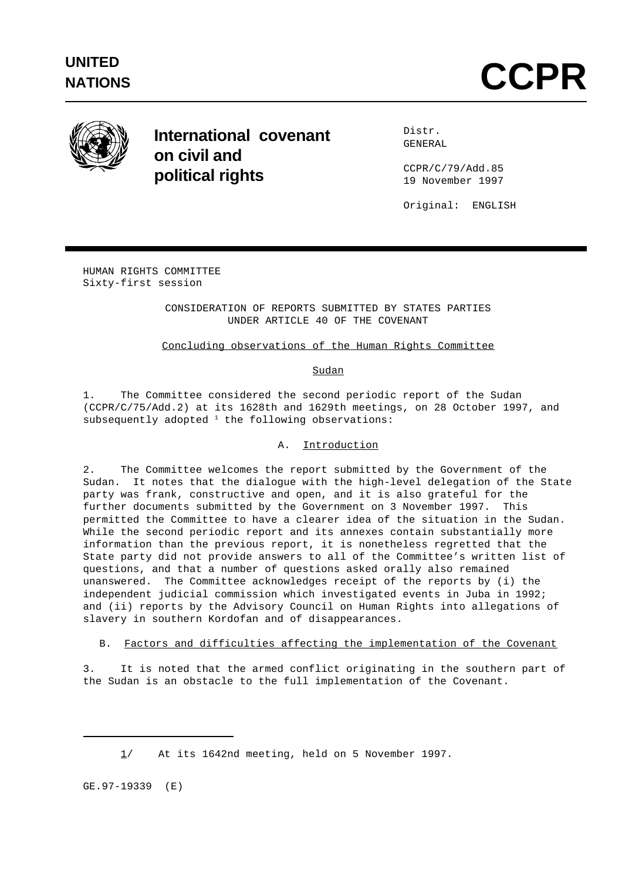UNITED NATIONS

# CCPR

**International covenant on civil and political rights**

Distr.
GENERAL

CCPR/C/79/Add.85
19 November 1997

Original: ENGLISH

HUMAN RIGHTS COMMITTEE
Sixty-first session

CONSIDERATION OF REPORTS SUBMITTED BY STATES PARTIES UNDER ARTICLE 40 OF THE COVENANT

## Concluding observations of the Human Rights Committee

### Sudan

1. The Committee considered the second periodic report of the Sudan (CCPR/C/75/Add.2) at its 1628th and 1629th meetings, on 28 October 1997, and subsequently adopted [1] the following observations:

### A. Introduction

2. The Committee welcomes the report submitted by the Government of the Sudan. It notes that the dialogue with the high-level delegation of the State party was frank, constructive and open, and it is also grateful for the further documents submitted by the Government on 3 November 1997. This permitted the Committee to have a clearer idea of the situation in the Sudan. While the second periodic report and its annexes contain substantially more information than the previous report, it is nonetheless regretted that the State party did not provide answers to all of the Committee's written list of questions, and that a number of questions asked orally also remained unanswered. The Committee acknowledges receipt of the reports by (i) the independent judicial commission which investigated events in Juba in 1992; and (ii) reports by the Advisory Council on Human Rights into allegations of slavery in southern Kordofan and of disappearances.

### B. Factors and difficulties affecting the implementation of the Covenant

3. It is noted that the armed conflict originating in the southern part of the Sudan is an obstacle to the full implementation of the Covenant.

---

1/ At its 1642nd meeting, held on 5 November 1997.

GE.97-19339 (E)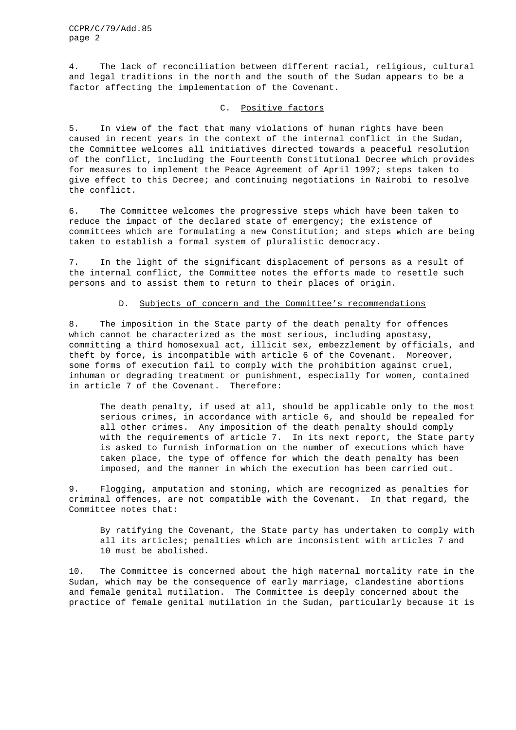4. The lack of reconciliation between different racial, religious, cultural and legal traditions in the north and the south of the Sudan appears to be a factor affecting the implementation of the Covenant.

### C. Positive factors

5. In view of the fact that many violations of human rights have been caused in recent years in the context of the internal conflict in the Sudan, the Committee welcomes all initiatives directed towards a peaceful resolution of the conflict, including the Fourteenth Constitutional Decree which provides for measures to implement the Peace Agreement of April 1997; steps taken to give effect to this Decree; and continuing negotiations in Nairobi to resolve the conflict.

6. The Committee welcomes the progressive steps which have been taken to reduce the impact of the declared state of emergency; the existence of committees which are formulating a new Constitution; and steps which are being taken to establish a formal system of pluralistic democracy.

7. In the light of the significant displacement of persons as a result of the internal conflict, the Committee notes the efforts made to resettle such persons and to assist them to return to their places of origin.

### D. Subjects of concern and the Committee's recommendations

8. The imposition in the State party of the death penalty for offences which cannot be characterized as the most serious, including apostasy, committing a third homosexual act, illicit sex, embezzlement by officials, and theft by force, is incompatible with article 6 of the Covenant. Moreover, some forms of execution fail to comply with the prohibition against cruel, inhuman or degrading treatment or punishment, especially for women, contained in article 7 of the Covenant. Therefore:

> The death penalty, if used at all, should be applicable only to the most serious crimes, in accordance with article 6, and should be repealed for all other crimes. Any imposition of the death penalty should comply with the requirements of article 7. In its next report, the State party is asked to furnish information on the number of executions which have taken place, the type of offence for which the death penalty has been imposed, and the manner in which the execution has been carried out.

9. Flogging, amputation and stoning, which are recognized as penalties for criminal offences, are not compatible with the Covenant. In that regard, the Committee notes that:

> By ratifying the Covenant, the State party has undertaken to comply with all its articles; penalties which are inconsistent with articles 7 and 10 must be abolished.

10. The Committee is concerned about the high maternal mortality rate in the Sudan, which may be the consequence of early marriage, clandestine abortions and female genital mutilation. The Committee is deeply concerned about the practice of female genital mutilation in the Sudan, particularly because it is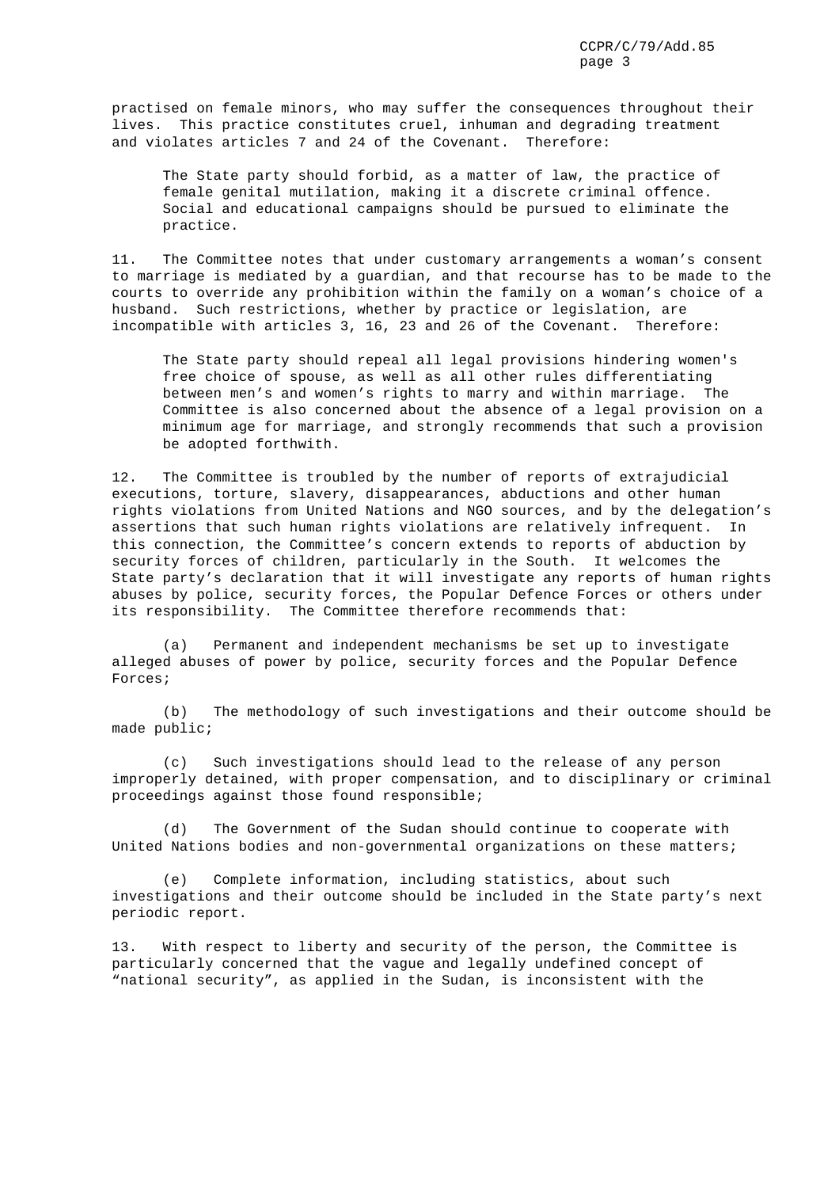practised on female minors, who may suffer the consequences throughout their lives. This practice constitutes cruel, inhuman and degrading treatment and violates articles 7 and 24 of the Covenant. Therefore:

> The State party should forbid, as a matter of law, the practice of female genital mutilation, making it a discrete criminal offence. Social and educational campaigns should be pursued to eliminate the practice.

11. The Committee notes that under customary arrangements a woman's consent to marriage is mediated by a guardian, and that recourse has to be made to the courts to override any prohibition within the family on a woman's choice of a husband. Such restrictions, whether by practice or legislation, are incompatible with articles 3, 16, 23 and 26 of the Covenant. Therefore:

> The State party should repeal all legal provisions hindering women's free choice of spouse, as well as all other rules differentiating between men's and women's rights to marry and within marriage. The Committee is also concerned about the absence of a legal provision on a minimum age for marriage, and strongly recommends that such a provision be adopted forthwith.

12. The Committee is troubled by the number of reports of extrajudicial executions, torture, slavery, disappearances, abductions and other human rights violations from United Nations and NGO sources, and by the delegation's assertions that such human rights violations are relatively infrequent. In this connection, the Committee's concern extends to reports of abduction by security forces of children, particularly in the South. It welcomes the State party's declaration that it will investigate any reports of human rights abuses by police, security forces, the Popular Defence Forces or others under its responsibility. The Committee therefore recommends that:

(a) Permanent and independent mechanisms be set up to investigate alleged abuses of power by police, security forces and the Popular Defence Forces;

(b) The methodology of such investigations and their outcome should be made public;

(c) Such investigations should lead to the release of any person improperly detained, with proper compensation, and to disciplinary or criminal proceedings against those found responsible;

(d) The Government of the Sudan should continue to cooperate with United Nations bodies and non-governmental organizations on these matters;

(e) Complete information, including statistics, about such investigations and their outcome should be included in the State party's next periodic report.

13. With respect to liberty and security of the person, the Committee is particularly concerned that the vague and legally undefined concept of "national security", as applied in the Sudan, is inconsistent with the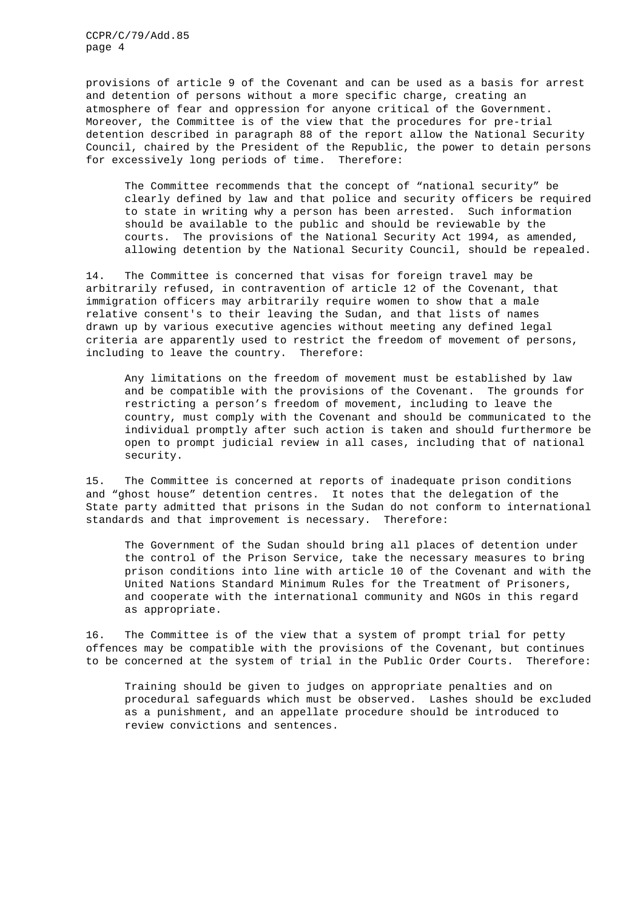provisions of article 9 of the Covenant and can be used as a basis for arrest and detention of persons without a more specific charge, creating an atmosphere of fear and oppression for anyone critical of the Government. Moreover, the Committee is of the view that the procedures for pre-trial detention described in paragraph 88 of the report allow the National Security Council, chaired by the President of the Republic, the power to detain persons for excessively long periods of time. Therefore:

> The Committee recommends that the concept of "national security" be clearly defined by law and that police and security officers be required to state in writing why a person has been arrested. Such information should be available to the public and should be reviewable by the courts. The provisions of the National Security Act 1994, as amended, allowing detention by the National Security Council, should be repealed.

14. The Committee is concerned that visas for foreign travel may be arbitrarily refused, in contravention of article 12 of the Covenant, that immigration officers may arbitrarily require women to show that a male relative consent's to their leaving the Sudan, and that lists of names drawn up by various executive agencies without meeting any defined legal criteria are apparently used to restrict the freedom of movement of persons, including to leave the country. Therefore:

> Any limitations on the freedom of movement must be established by law and be compatible with the provisions of the Covenant. The grounds for restricting a person's freedom of movement, including to leave the country, must comply with the Covenant and should be communicated to the individual promptly after such action is taken and should furthermore be open to prompt judicial review in all cases, including that of national security.

15. The Committee is concerned at reports of inadequate prison conditions and "ghost house" detention centres. It notes that the delegation of the State party admitted that prisons in the Sudan do not conform to international standards and that improvement is necessary. Therefore:

> The Government of the Sudan should bring all places of detention under the control of the Prison Service, take the necessary measures to bring prison conditions into line with article 10 of the Covenant and with the United Nations Standard Minimum Rules for the Treatment of Prisoners, and cooperate with the international community and NGOs in this regard as appropriate.

16. The Committee is of the view that a system of prompt trial for petty offences may be compatible with the provisions of the Covenant, but continues to be concerned at the system of trial in the Public Order Courts. Therefore:

> Training should be given to judges on appropriate penalties and on procedural safeguards which must be observed. Lashes should be excluded as a punishment, and an appellate procedure should be introduced to review convictions and sentences.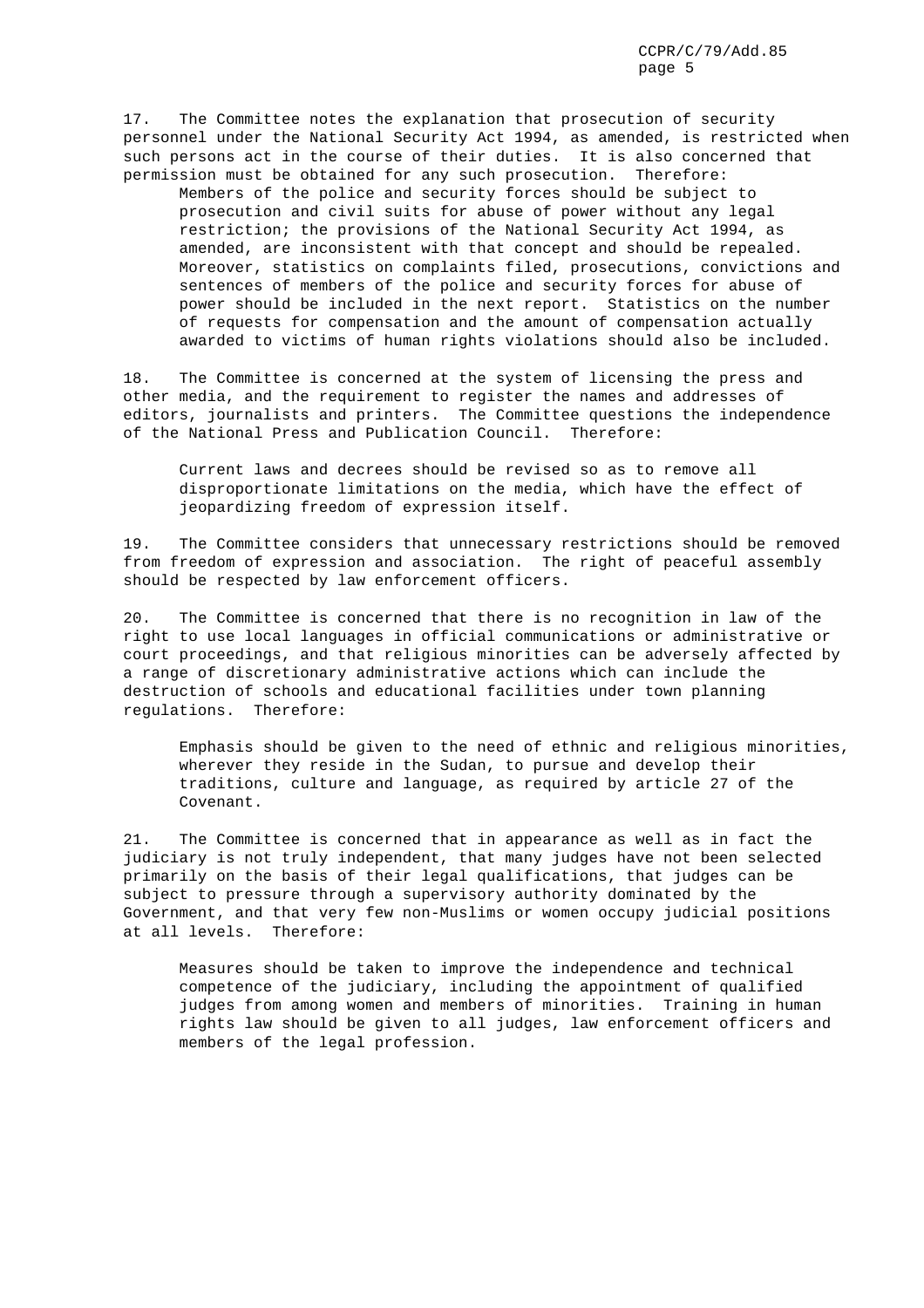17. The Committee notes the explanation that prosecution of security personnel under the National Security Act 1994, as amended, is restricted when such persons act in the course of their duties. It is also concerned that permission must be obtained for any such prosecution. Therefore:

> Members of the police and security forces should be subject to prosecution and civil suits for abuse of power without any legal restriction; the provisions of the National Security Act 1994, as amended, are inconsistent with that concept and should be repealed. Moreover, statistics on complaints filed, prosecutions, convictions and sentences of members of the police and security forces for abuse of power should be included in the next report. Statistics on the number of requests for compensation and the amount of compensation actually awarded to victims of human rights violations should also be included.

18. The Committee is concerned at the system of licensing the press and other media, and the requirement to register the names and addresses of editors, journalists and printers. The Committee questions the independence of the National Press and Publication Council. Therefore:

> Current laws and decrees should be revised so as to remove all disproportionate limitations on the media, which have the effect of jeopardizing freedom of expression itself.

19. The Committee considers that unnecessary restrictions should be removed from freedom of expression and association. The right of peaceful assembly should be respected by law enforcement officers.

20. The Committee is concerned that there is no recognition in law of the right to use local languages in official communications or administrative or court proceedings, and that religious minorities can be adversely affected by a range of discretionary administrative actions which can include the destruction of schools and educational facilities under town planning regulations. Therefore:

> Emphasis should be given to the need of ethnic and religious minorities, wherever they reside in the Sudan, to pursue and develop their traditions, culture and language, as required by article 27 of the Covenant.

21. The Committee is concerned that in appearance as well as in fact the judiciary is not truly independent, that many judges have not been selected primarily on the basis of their legal qualifications, that judges can be subject to pressure through a supervisory authority dominated by the Government, and that very few non-Muslims or women occupy judicial positions at all levels. Therefore:

> Measures should be taken to improve the independence and technical competence of the judiciary, including the appointment of qualified judges from among women and members of minorities. Training in human rights law should be given to all judges, law enforcement officers and members of the legal profession.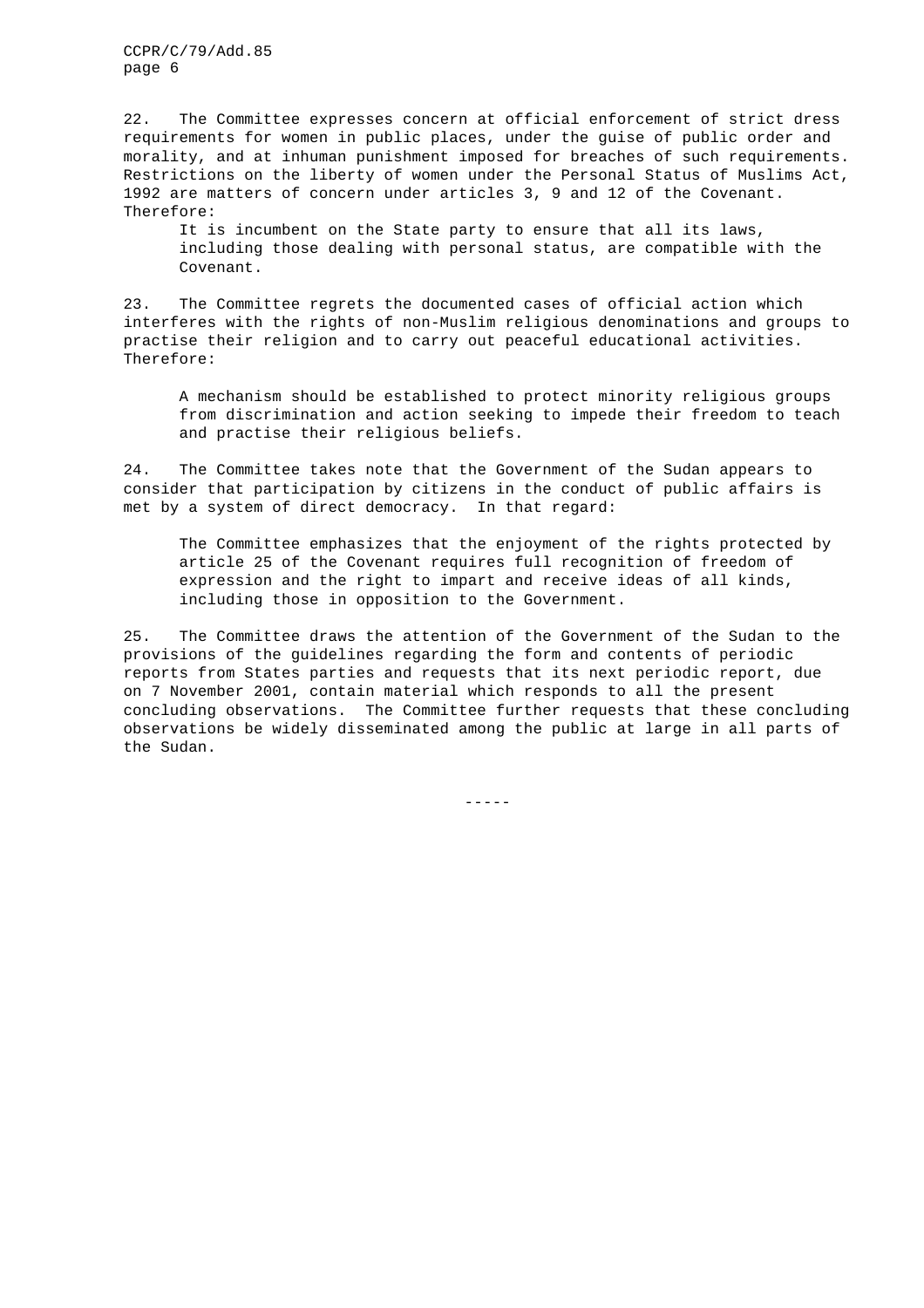22. The Committee expresses concern at official enforcement of strict dress requirements for women in public places, under the guise of public order and morality, and at inhuman punishment imposed for breaches of such requirements. Restrictions on the liberty of women under the Personal Status of Muslims Act, 1992 are matters of concern under articles 3, 9 and 12 of the Covenant. Therefore:

> It is incumbent on the State party to ensure that all its laws, including those dealing with personal status, are compatible with the Covenant.

23. The Committee regrets the documented cases of official action which interferes with the rights of non-Muslim religious denominations and groups to practise their religion and to carry out peaceful educational activities. Therefore:

> A mechanism should be established to protect minority religious groups from discrimination and action seeking to impede their freedom to teach and practise their religious beliefs.

24. The Committee takes note that the Government of the Sudan appears to consider that participation by citizens in the conduct of public affairs is met by a system of direct democracy. In that regard:

> The Committee emphasizes that the enjoyment of the rights protected by article 25 of the Covenant requires full recognition of freedom of expression and the right to impart and receive ideas of all kinds, including those in opposition to the Government.

25. The Committee draws the attention of the Government of the Sudan to the provisions of the guidelines regarding the form and contents of periodic reports from States parties and requests that its next periodic report, due on 7 November 2001, contain material which responds to all the present concluding observations. The Committee further requests that these concluding observations be widely disseminated among the public at large in all parts of the Sudan.

-----